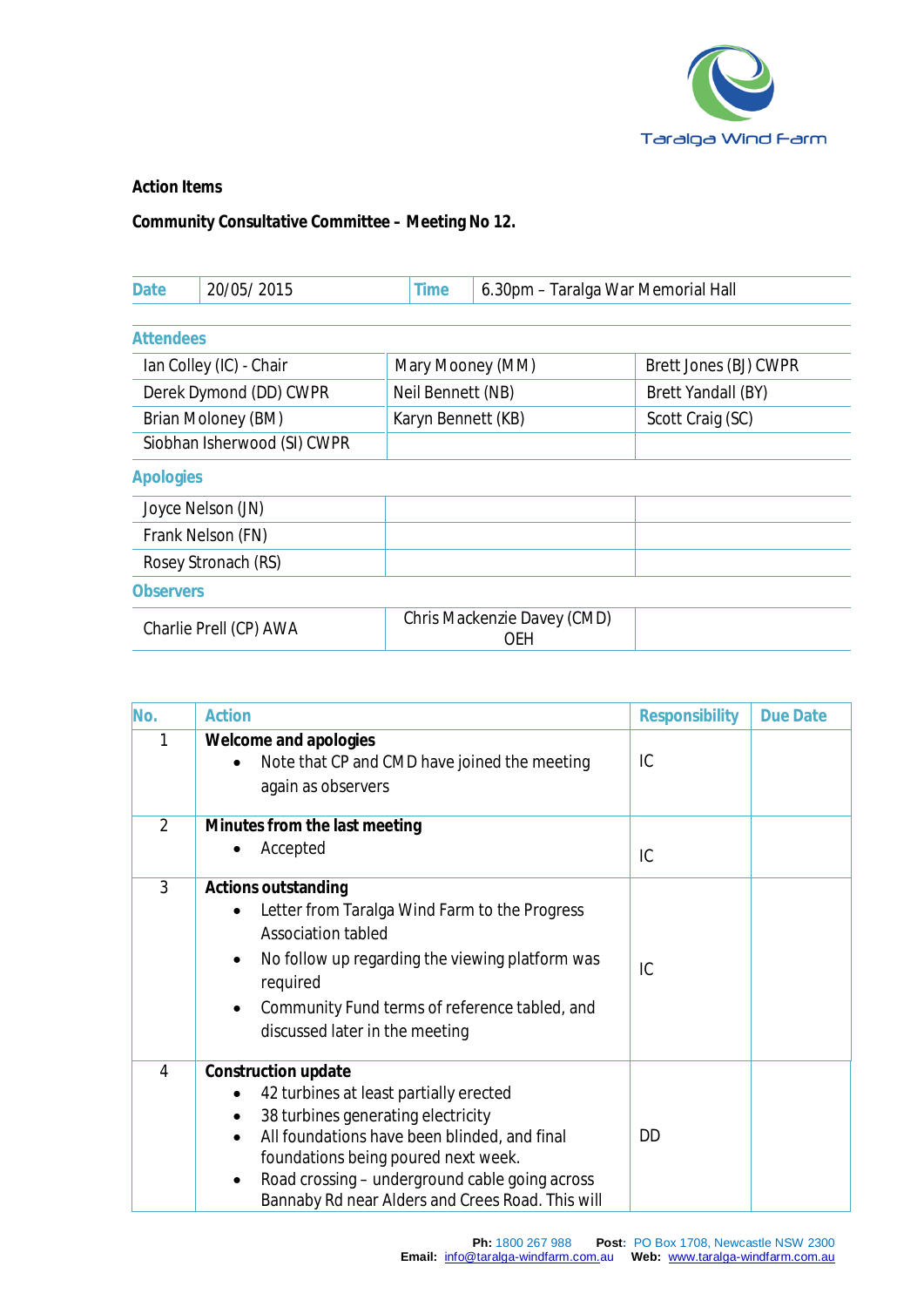Taralga Wind Farm

**Action Items**

**Community Consultative Committee – Meeting No 12.**

| Date | 20/05/2015 | Time | 6.30pm – Taralga War Memorial Hall |
|---|---|---|---|

**Attendees**

| | | |
|---|---|---|
| Ian Colley (IC) - Chair | Mary Mooney (MM) | Brett Jones (BJ) CWPR |
| Derek Dymond (DD) CWPR | Neil Bennett (NB) | Brett Yandall (BY) |
| Brian Moloney (BM) | Karyn Bennett (KB) | Scott Craig (SC) |
| Siobhan Isherwood (SI) CWPR | | |

**Apologies**

| | | |
|---|---|---|
| Joyce Nelson (JN) | | |
| Frank Nelson (FN) | | |
| Rosey Stronach (RS) | | |

**Observers**

| | | |
|---|---|---|
| Charlie Prell (CP) AWA | Chris Mackenzie Davey (CMD) OEH | |

| No. | Action | Responsibility | Due Date |
|---|---|---|---|
| 1 | **Welcome and apologies**<br>• Note that CP and CMD have joined the meeting again as observers | IC | |
| 2 | **Minutes from the last meeting**<br>• Accepted | IC | |
| 3 | **Actions outstanding**<br>• Letter from Taralga Wind Farm to the Progress Association tabled<br>• No follow up regarding the viewing platform was required<br>• Community Fund terms of reference tabled, and discussed later in the meeting | IC | |
| 4 | **Construction update**<br>• 42 turbines at least partially erected<br>• 38 turbines generating electricity<br>• All foundations have been blinded, and final foundations being poured next week.<br>• Road crossing – underground cable going across Bannaby Rd near Alders and Crees Road. This will | DD | |

**Ph:** 1800 267 988 **Post:** PO Box 1708, Newcastle NSW 2300
**Email:** info@taralga-windfarm.com.au **Web:** www.taralga-windfarm.com.au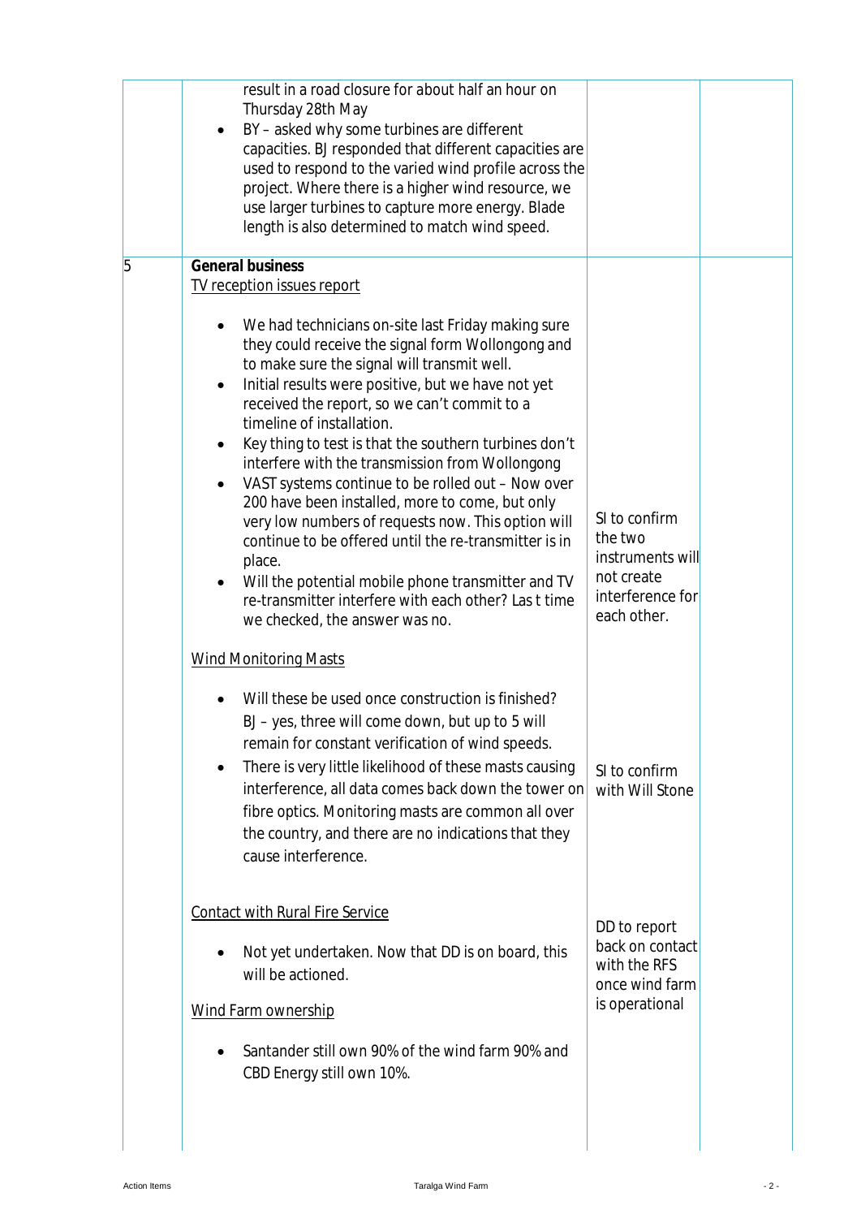| | | | |
|---|---|---|---|
| | result in a road closure for about half an hour on Thursday 28th May<br>• BY – asked why some turbines are different capacities. BJ responded that different capacities are used to respond to the varied wind profile across the project. Where there is a higher wind resource, we use larger turbines to capture more energy. Blade length is also determined to match wind speed. | | |
| 5 | **General business**<br><u>TV reception issues report</u><br>• We had technicians on-site last Friday making sure they could receive the signal form Wollongong and to make sure the signal will transmit well.<br>• Initial results were positive, but we have not yet received the report, so we can't commit to a timeline of installation.<br>• Key thing to test is that the southern turbines don't interfere with the transmission from Wollongong<br>• VAST systems continue to be rolled out – Now over 200 have been installed, more to come, but only very low numbers of requests now. This option will continue to be offered until the re-transmitter is in place.<br>• Will the potential mobile phone transmitter and TV re-transmitter interfere with each other? Las t time we checked, the answer was no.<br><u>Wind Monitoring Masts</u><br>• Will these be used once construction is finished? BJ – yes, three will come down, but up to 5 will remain for constant verification of wind speeds.<br>• There is very little likelihood of these masts causing interference, all data comes back down the tower on fibre optics. Monitoring masts are common all over the country, and there are no indications that they cause interference.<br><u>Contact with Rural Fire Service</u><br>• Not yet undertaken. Now that DD is on board, this will be actioned.<br><u>Wind Farm ownership</u><br>• Santander still own 90% of the wind farm 90% and CBD Energy still own 10%. | SI to confirm the two instruments will not create interference for each other.<br><br>SI to confirm with Will Stone<br><br>DD to report back on contact with the RFS once wind farm is operational | |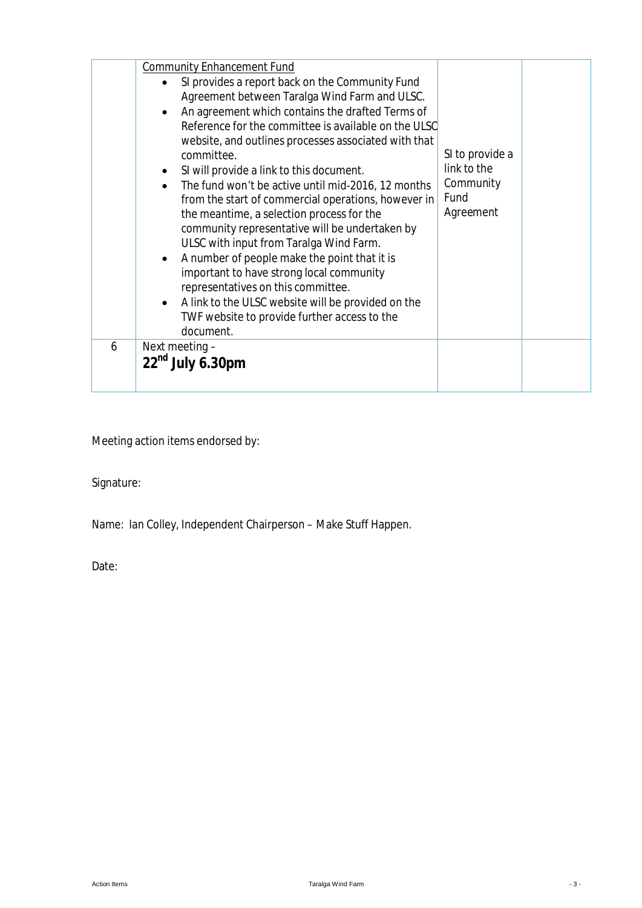| | | | |
|---|---|---|---|
| | <u>Community Enhancement Fund</u><br>• SI provides a report back on the Community Fund Agreement between Taralga Wind Farm and ULSC.<br>• An agreement which contains the drafted Terms of Reference for the committee is available on the ULSC website, and outlines processes associated with that committee.<br>• SI will provide a link to this document.<br>• The fund won't be active until mid-2016, 12 months from the start of commercial operations, however in the meantime, a selection process for the community representative will be undertaken by ULSC with input from Taralga Wind Farm.<br>• A number of people make the point that it is important to have strong local community representatives on this committee.<br>• A link to the ULSC website will be provided on the TWF website to provide further access to the document. | SI to provide a link to the Community Fund Agreement | |
| 6 | Next meeting –<br>**22nd July 6.30pm** | | |

Meeting action items endorsed by:

Signature:

Name: Ian Colley, Independent Chairperson – Make Stuff Happen.

Date: